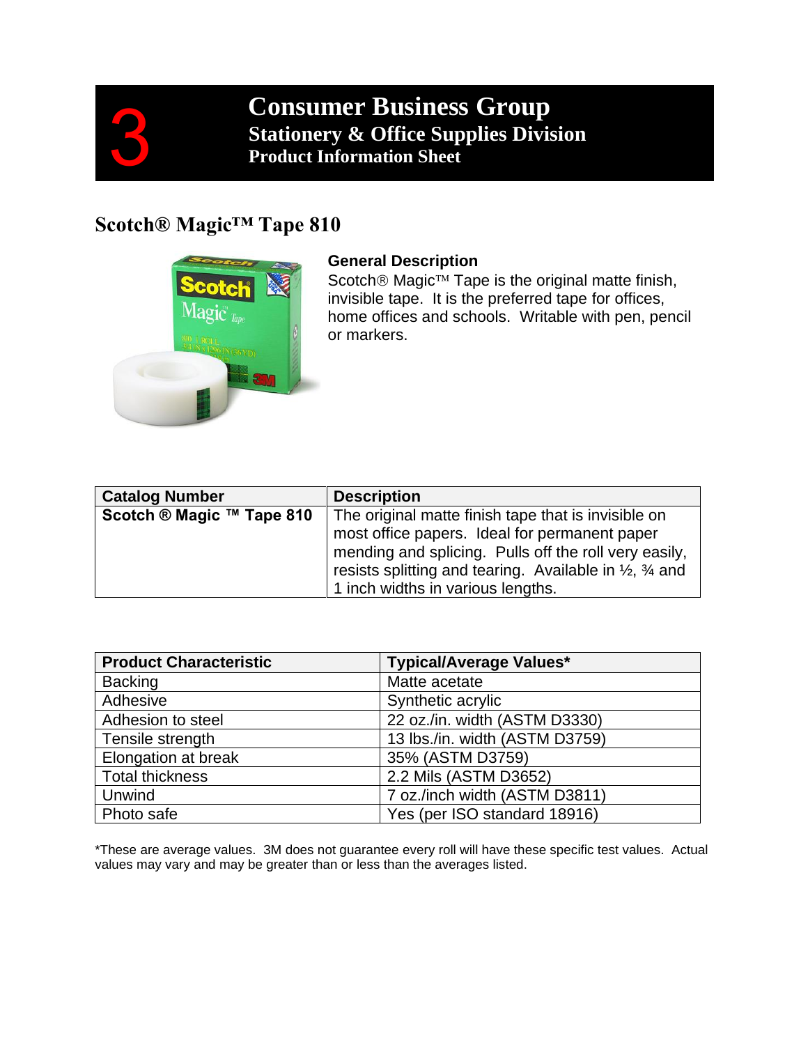# Consumer Business Group
## Stationery & Office Supplies Division
### Product Information Sheet

## Scotch® Magic™ Tape 810

**General Description**

Scotch® Magic™ Tape is the original matte finish, invisible tape. It is the preferred tape for offices, home offices and schools. Writable with pen, pencil or markers.

| Catalog Number | Description |
|---|---|
| **Scotch ® Magic ™ Tape 810** | The original matte finish tape that is invisible on most office papers. Ideal for permanent paper mending and splicing. Pulls off the roll very easily, resists splitting and tearing. Available in ½, ¾ and 1 inch widths in various lengths. |

| Product Characteristic | Typical/Average Values* |
|---|---|
| Backing | Matte acetate |
| Adhesive | Synthetic acrylic |
| Adhesion to steel | 22 oz./in. width (ASTM D3330) |
| Tensile strength | 13 lbs./in. width (ASTM D3759) |
| Elongation at break | 35% (ASTM D3759) |
| Total thickness | 2.2 Mils (ASTM D3652) |
| Unwind | 7 oz./inch width (ASTM D3811) |
| Photo safe | Yes (per ISO standard 18916) |

*These are average values. 3M does not guarantee every roll will have these specific test values. Actual values may vary and may be greater than or less than the averages listed.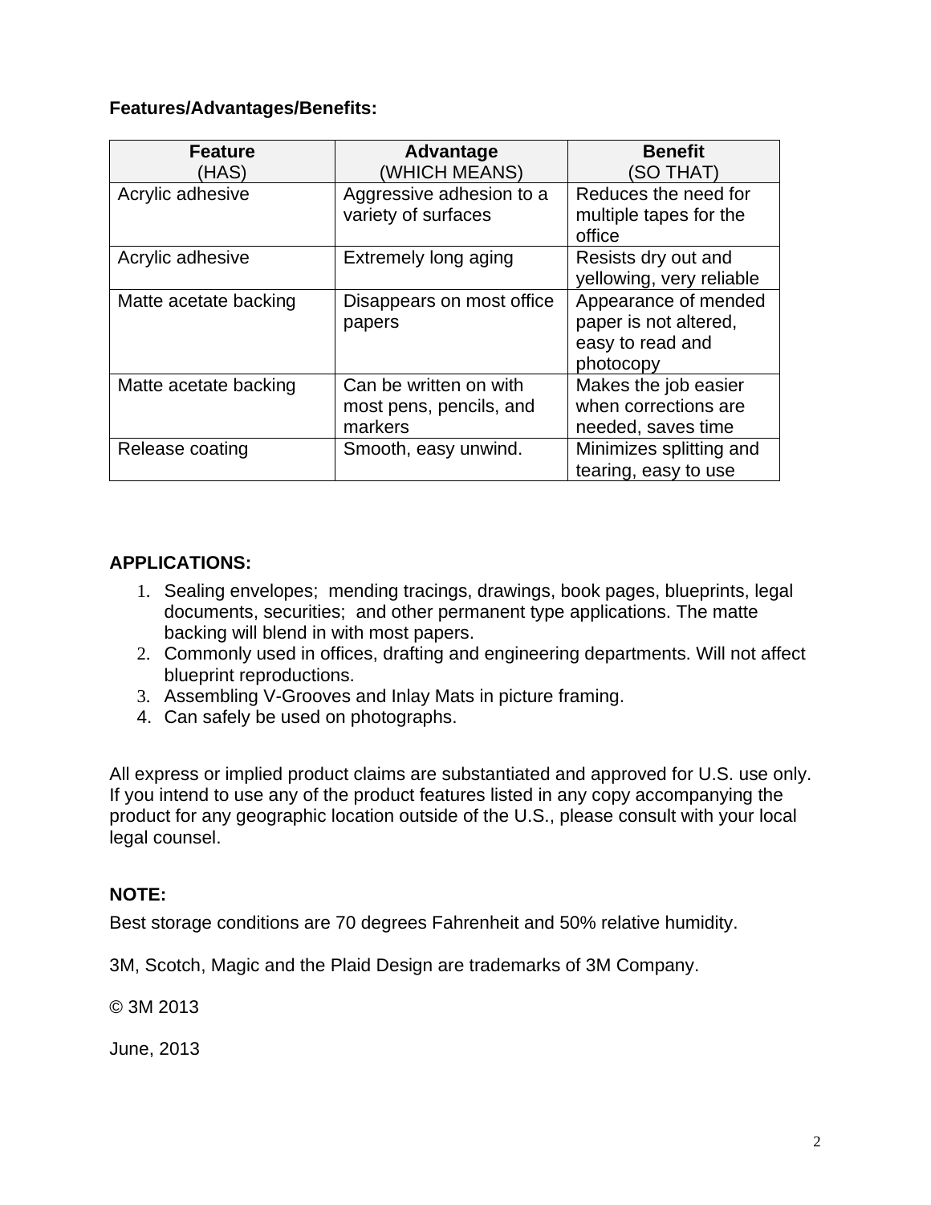**Features/Advantages/Benefits:**

| **Feature** (HAS) | **Advantage** (WHICH MEANS) | **Benefit** (SO THAT) |
| --- | --- | --- |
| Acrylic adhesive | Aggressive adhesion to a variety of surfaces | Reduces the need for multiple tapes for the office |
| Acrylic adhesive | Extremely long aging | Resists dry out and yellowing, very reliable |
| Matte acetate backing | Disappears on most office papers | Appearance of mended paper is not altered, easy to read and photocopy |
| Matte acetate backing | Can be written on with most pens, pencils, and markers | Makes the job easier when corrections are needed, saves time |
| Release coating | Smooth, easy unwind. | Minimizes splitting and tearing, easy to use |

**APPLICATIONS:**

1. Sealing envelopes; mending tracings, drawings, book pages, blueprints, legal documents, securities; and other permanent type applications. The matte backing will blend in with most papers.
2. Commonly used in offices, drafting and engineering departments. Will not affect blueprint reproductions.
3. Assembling V-Grooves and Inlay Mats in picture framing.
4. Can safely be used on photographs.

All express or implied product claims are substantiated and approved for U.S. use only. If you intend to use any of the product features listed in any copy accompanying the product for any geographic location outside of the U.S., please consult with your local legal counsel.

**NOTE:**

Best storage conditions are 70 degrees Fahrenheit and 50% relative humidity.

3M, Scotch, Magic and the Plaid Design are trademarks of 3M Company.

© 3M 2013

June, 2013